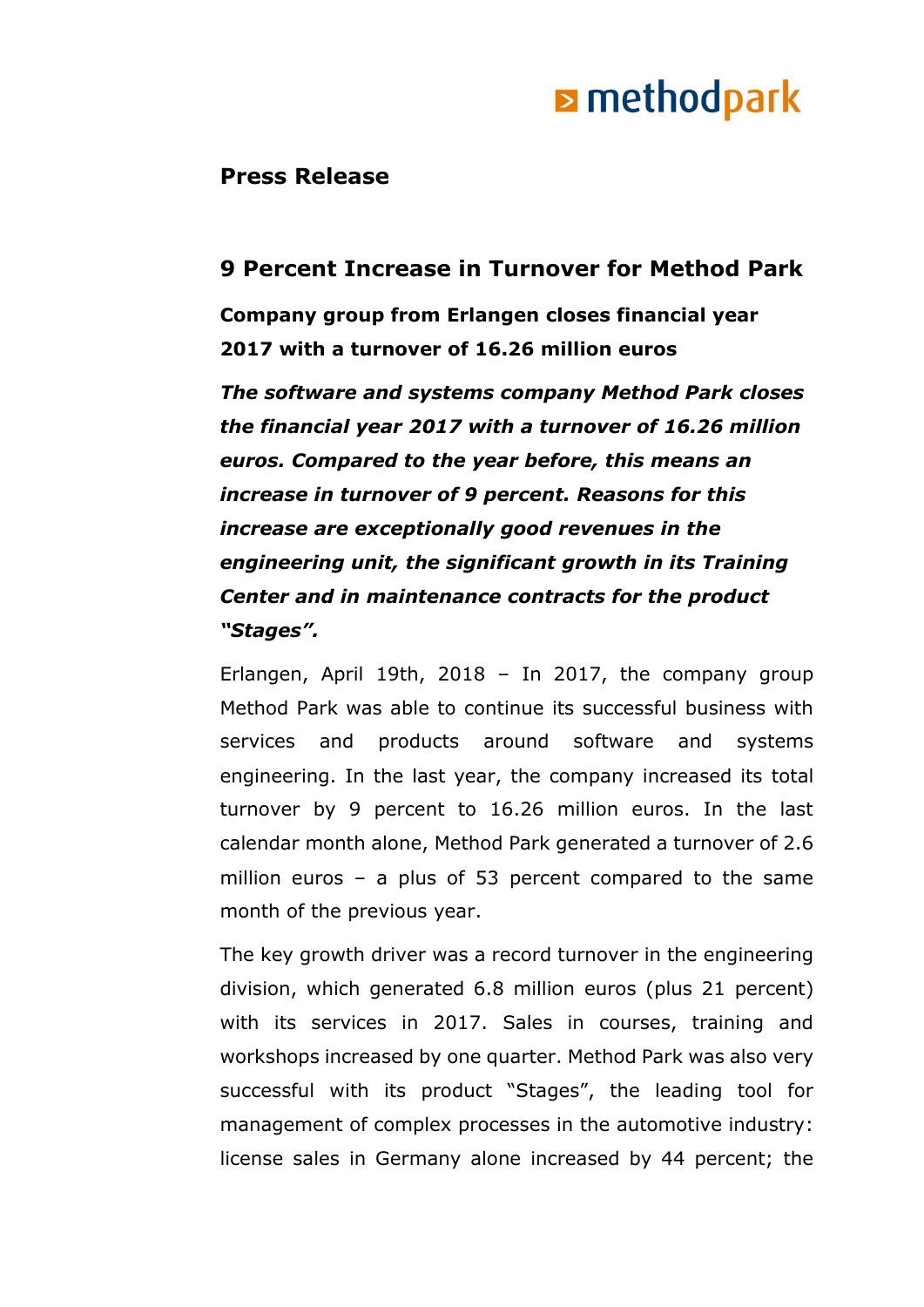methodpark

**Press Release**

## 9 Percent Increase in Turnover for Method Park

**Company group from Erlangen closes financial year 2017 with a turnover of 16.26 million euros**

***The software and systems company Method Park closes the financial year 2017 with a turnover of 16.26 million euros. Compared to the year before, this means an increase in turnover of 9 percent. Reasons for this increase are exceptionally good revenues in the engineering unit, the significant growth in its Training Center and in maintenance contracts for the product "Stages".***

Erlangen, April 19th, 2018 – In 2017, the company group Method Park was able to continue its successful business with services and products around software and systems engineering. In the last year, the company increased its total turnover by 9 percent to 16.26 million euros. In the last calendar month alone, Method Park generated a turnover of 2.6 million euros – a plus of 53 percent compared to the same month of the previous year.

The key growth driver was a record turnover in the engineering division, which generated 6.8 million euros (plus 21 percent) with its services in 2017. Sales in courses, training and workshops increased by one quarter. Method Park was also very successful with its product "Stages", the leading tool for management of complex processes in the automotive industry: license sales in Germany alone increased by 44 percent; the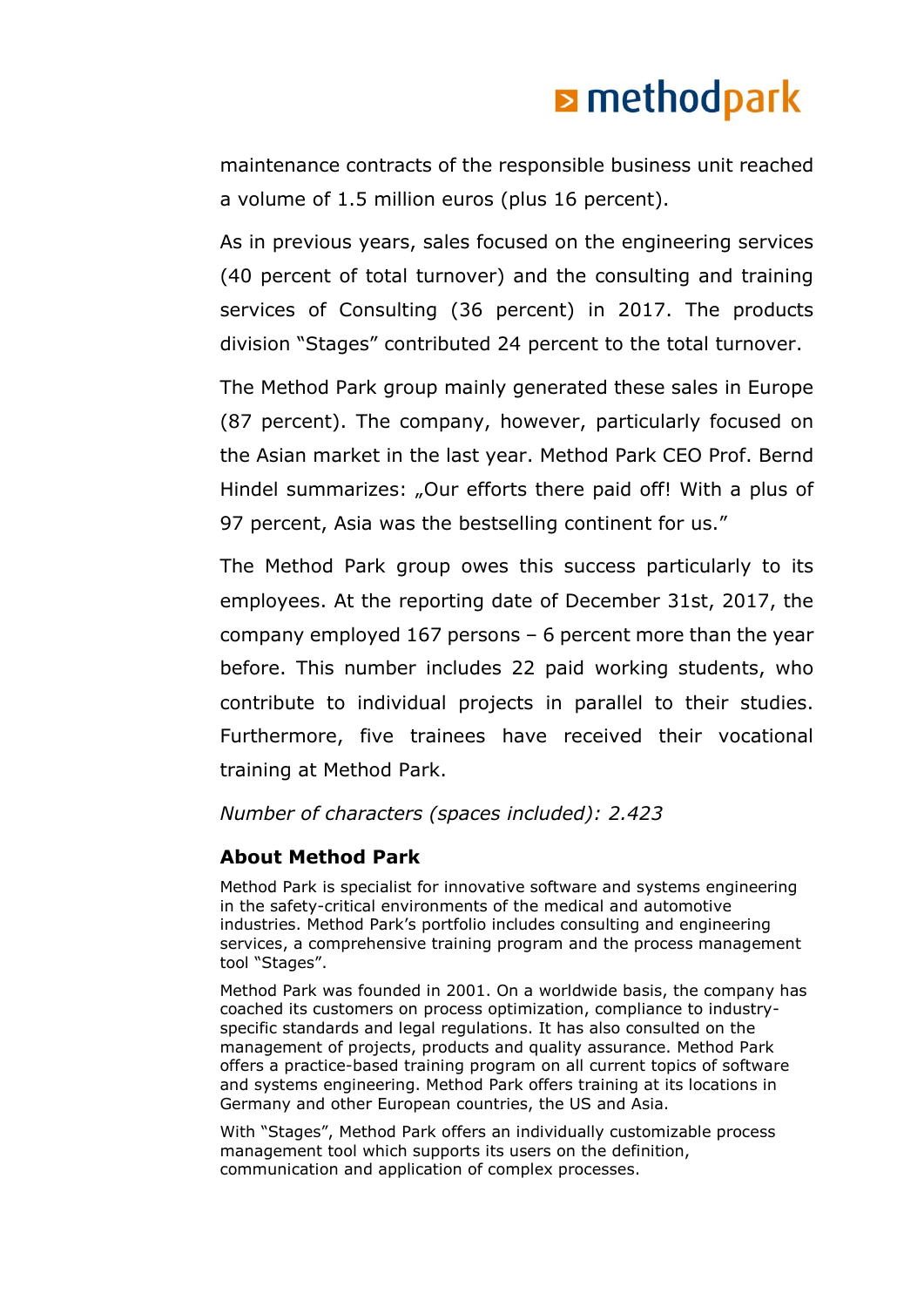maintenance contracts of the responsible business unit reached a volume of 1.5 million euros (plus 16 percent).

As in previous years, sales focused on the engineering services (40 percent of total turnover) and the consulting and training services of Consulting (36 percent) in 2017. The products division “Stages” contributed 24 percent to the total turnover.

The Method Park group mainly generated these sales in Europe (87 percent). The company, however, particularly focused on the Asian market in the last year. Method Park CEO Prof. Bernd Hindel summarizes: „Our efforts there paid off! With a plus of 97 percent, Asia was the bestselling continent for us.”

The Method Park group owes this success particularly to its employees. At the reporting date of December 31st, 2017, the company employed 167 persons – 6 percent more than the year before. This number includes 22 paid working students, who contribute to individual projects in parallel to their studies. Furthermore, five trainees have received their vocational training at Method Park.

*Number of characters (spaces included): 2.423*

### About Method Park

Method Park is specialist for innovative software and systems engineering in the safety-critical environments of the medical and automotive industries. Method Park’s portfolio includes consulting and engineering services, a comprehensive training program and the process management tool “Stages”.

Method Park was founded in 2001. On a worldwide basis, the company has coached its customers on process optimization, compliance to industry-specific standards and legal regulations. It has also consulted on the management of projects, products and quality assurance. Method Park offers a practice-based training program on all current topics of software and systems engineering. Method Park offers training at its locations in Germany and other European countries, the US and Asia.

With “Stages”, Method Park offers an individually customizable process management tool which supports its users on the definition, communication and application of complex processes.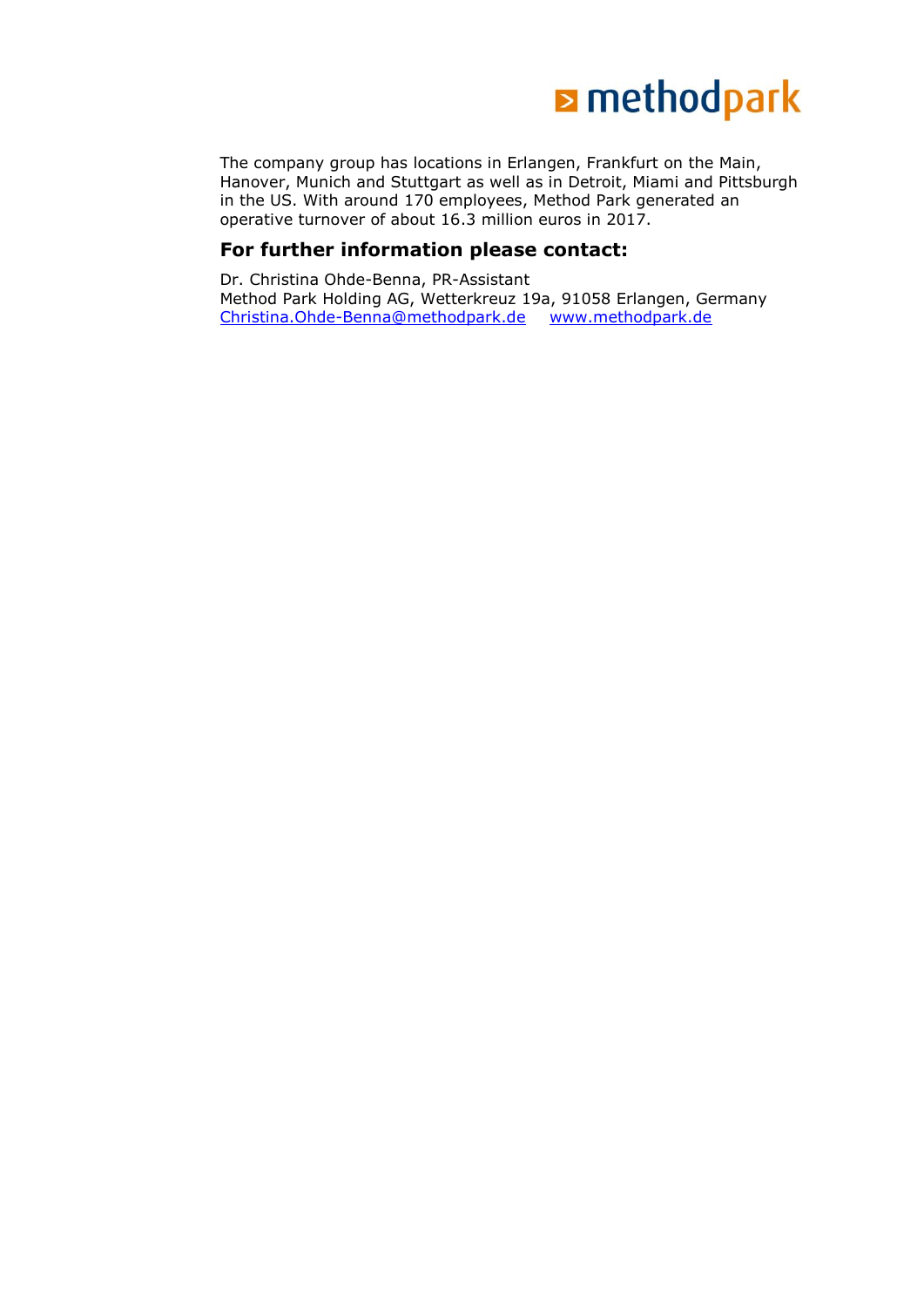The company group has locations in Erlangen, Frankfurt on the Main, Hanover, Munich and Stuttgart as well as in Detroit, Miami and Pittsburgh in the US. With around 170 employees, Method Park generated an operative turnover of about 16.3 million euros in 2017.

## For further information please contact:

Dr. Christina Ohde-Benna, PR-Assistant
Method Park Holding AG, Wetterkreuz 19a, 91058 Erlangen, Germany
Christina.Ohde-Benna@methodpark.de www.methodpark.de